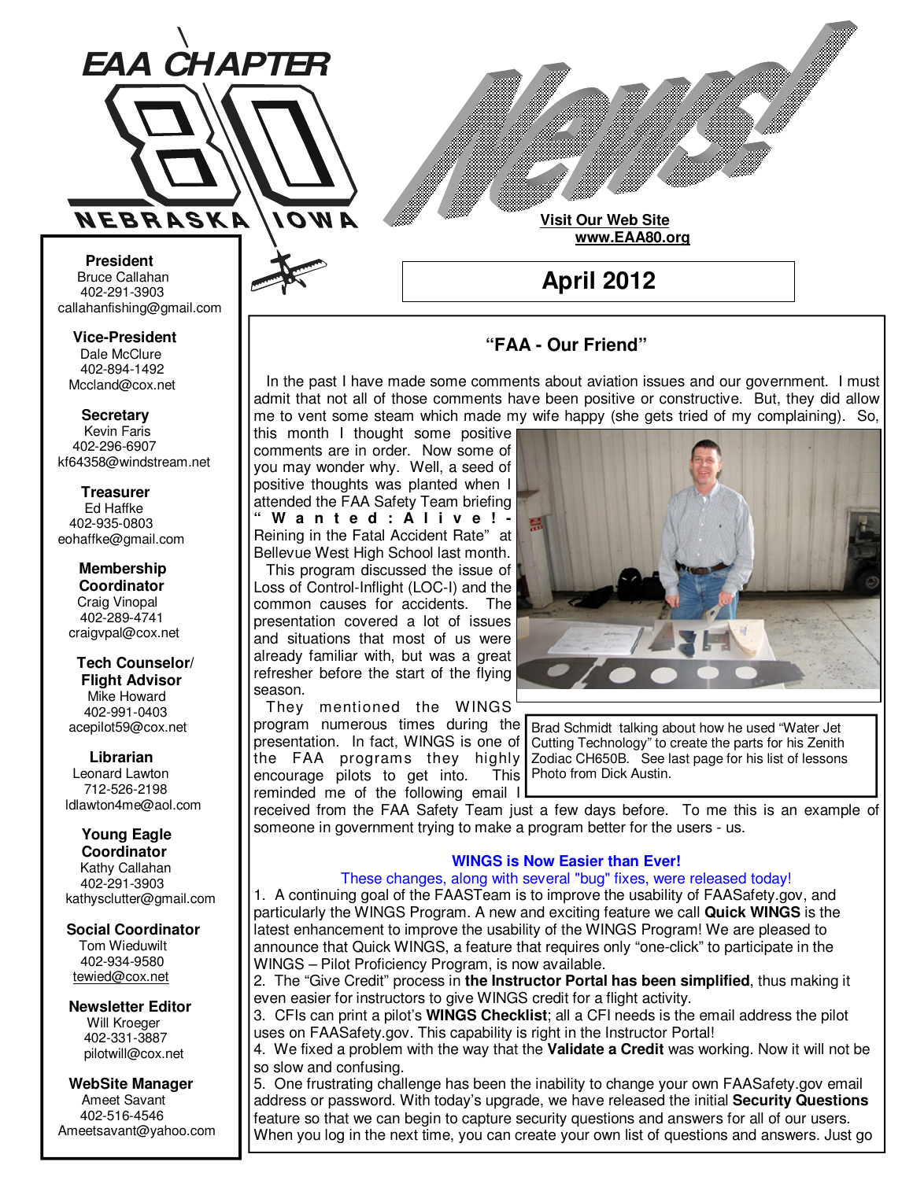# EAA CHAPTER 80 NEBRASKA IOWA

# News!

**Visit Our Web Site**
**www.EAA80.org**

## April 2012

**President**
Bruce Callahan
402-291-3903
callahanfishing@gmail.com

**Vice-President**
Dale McClure
402-894-1492
Mccland@cox.net

**Secretary**
Kevin Faris
402-296-6907
kf64358@windstream.net

**Treasurer**
Ed Haffke
402-935-0803
eohaffke@gmail.com

**Membership Coordinator**
Craig Vinopal
402-289-4741
craigvpal@cox.net

**Tech Counselor/ Flight Advisor**
Mike Howard
402-991-0403
acepilot59@cox.net

**Librarian**
Leonard Lawton
712-526-2198
ldlawton4me@aol.com

**Young Eagle Coordinator**
Kathy Callahan
402-291-3903
kathysclutter@gmail.com

**Social Coordinator**
Tom Wieduwilt
402-934-9580
tewied@cox.net

**Newsletter Editor**
Will Kroeger
402-331-3887
pilotwill@cox.net

**WebSite Manager**
Ameet Savant
402-516-4546
Ameetsavant@yahoo.com

### "FAA - Our Friend"

In the past I have made some comments about aviation issues and our government. I must admit that not all of those comments have been positive or constructive. But, they did allow me to vent some steam which made my wife happy (she gets tried of my complaining). So, this month I thought some positive comments are in order. Now some of you may wonder why. Well, a seed of positive thoughts was planted when I attended the FAA Safety Team briefing "Wanted: Alive! - Reining in the Fatal Accident Rate" at Bellevue West High School last month.

This program discussed the issue of Loss of Control-Inflight (LOC-I) and the common causes for accidents. The presentation covered a lot of issues and situations that most of us were already familiar with, but was a great refresher before the start of the flying season.

They mentioned the WINGS program numerous times during the presentation. In fact, WINGS is one of the FAA programs they highly encourage pilots to get into. This reminded me of the following email I received from the FAA Safety Team just a few days before. To me this is an example of someone in government trying to make a program better for the users - us.

Brad Schmidt talking about how he used "Water Jet Cutting Technology" to create the parts for his Zenith Zodiac CH650B. See last page for his list of lessons Photo from Dick Austin.

**WINGS is Now Easier than Ever!**

These changes, along with several "bug" fixes, were released today!

1. A continuing goal of the FAASTeam is to improve the usability of FAASafety.gov, and particularly the WINGS Program. A new and exciting feature we call **Quick WINGS** is the latest enhancement to improve the usability of the WINGS Program! We are pleased to announce that Quick WINGS, a feature that requires only "one-click" to participate in the WINGS – Pilot Proficiency Program, is now available.
2. The "Give Credit" process in **the Instructor Portal has been simplified**, thus making it even easier for instructors to give WINGS credit for a flight activity.
3. CFIs can print a pilot's **WINGS Checklist**; all a CFI needs is the email address the pilot uses on FAASafety.gov. This capability is right in the Instructor Portal!
4. We fixed a problem with the way that the **Validate a Credit** was working. Now it will not be so slow and confusing.
5. One frustrating challenge has been the inability to change your own FAASafety.gov email address or password. With today's upgrade, we have released the initial **Security Questions** feature so that we can begin to capture security questions and answers for all of our users. When you log in the next time, you can create your own list of questions and answers. Just go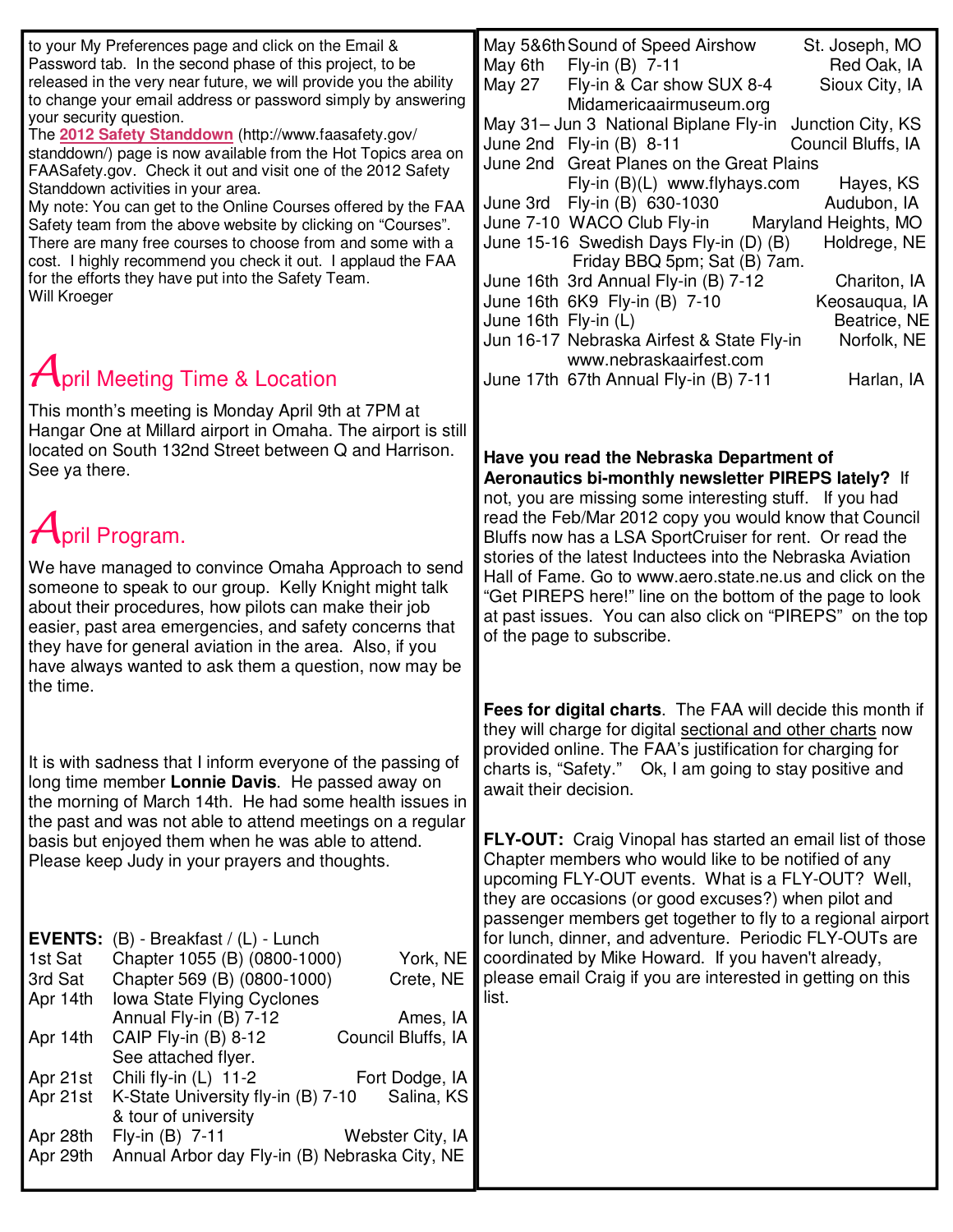to your My Preferences page and click on the Email & Password tab. In the second phase of this project, to be released in the very near future, we will provide you the ability to change your email address or password simply by answering your security question.

The **2012 Safety Standdown** (http://www.faasafety.gov/standdown/) page is now available from the Hot Topics area on FAASafety.gov. Check it out and visit one of the 2012 Safety Standdown activities in your area.

My note: You can get to the Online Courses offered by the FAA Safety team from the above website by clicking on "Courses". There are many free courses to choose from and some with a cost. I highly recommend you check it out. I applaud the FAA for the efforts they have put into the Safety Team.

Will Kroeger

## April Meeting Time & Location

This month's meeting is Monday April 9th at 7PM at Hangar One at Millard airport in Omaha. The airport is still located on South 132nd Street between Q and Harrison. See ya there.

## April Program.

We have managed to convince Omaha Approach to send someone to speak to our group. Kelly Knight might talk about their procedures, how pilots can make their job easier, past area emergencies, and safety concerns that they have for general aviation in the area. Also, if you have always wanted to ask them a question, now may be the time.

It is with sadness that I inform everyone of the passing of long time member **Lonnie Davis**. He passed away on the morning of March 14th. He had some health issues in the past and was not able to attend meetings on a regular basis but enjoyed them when he was able to attend. Please keep Judy in your prayers and thoughts.

**EVENTS:** (B) - Breakfast / (L) - Lunch

| Date | Event | Location |
|---|---|---|
| 1st Sat | Chapter 1055 (B) (0800-1000) | York, NE |
| 3rd Sat | Chapter 569 (B) (0800-1000) | Crete, NE |
| Apr 14th | Iowa State Flying Cyclones Annual Fly-in (B) 7-12 | Ames, IA |
| Apr 14th | CAIP Fly-in (B) 8-12 See attached flyer. | Council Bluffs, IA |
| Apr 21st | Chili fly-in (L) 11-2 | Fort Dodge, IA |
| Apr 21st | K-State University fly-in (B) 7-10 & tour of university | Salina, KS |
| Apr 28th | Fly-in (B) 7-11 | Webster City, IA |
| Apr 29th | Annual Arbor day Fly-in (B) | Nebraska City, NE |
| May 5&6th | Sound of Speed Airshow | St. Joseph, MO |
| May 6th | Fly-in (B) 7-11 | Red Oak, IA |
| May 27 | Fly-in & Car show SUX 8-4 Midamericaairmuseum.org | Sioux City, IA |
| May 31– Jun 3 | National Biplane Fly-in | Junction City, KS |
| June 2nd | Fly-in (B) 8-11 | Council Bluffs, IA |
| June 2nd | Great Planes on the Great Plains Fly-in (B)(L) www.flyhays.com | Hayes, KS |
| June 3rd | Fly-in (B) 630-1030 | Audubon, IA |
| June 7-10 | WACO Club Fly-in | Maryland Heights, MO |
| June 15-16 | Swedish Days Fly-in (D) (B) Friday BBQ 5pm; Sat (B) 7am. | Holdrege, NE |
| June 16th | 3rd Annual Fly-in (B) 7-12 | Chariton, IA |
| June 16th | 6K9 Fly-in (B) 7-10 | Keosauqua, IA |
| June 16th | Fly-in (L) | Beatrice, NE |
| Jun 16-17 | Nebraska Airfest & State Fly-in www.nebraskaairfest.com | Norfolk, NE |
| June 17th | 67th Annual Fly-in (B) 7-11 | Harlan, IA |

**Have you read the Nebraska Department of Aeronautics bi-monthly newsletter PIREPS lately?** If not, you are missing some interesting stuff. If you had read the Feb/Mar 2012 copy you would know that Council Bluffs now has a LSA SportCruiser for rent. Or read the stories of the latest Inductees into the Nebraska Aviation Hall of Fame. Go to www.aero.state.ne.us and click on the "Get PIREPS here!" line on the bottom of the page to look at past issues. You can also click on "PIREPS" on the top of the page to subscribe.

**Fees for digital charts**. The FAA will decide this month if they will charge for digital sectional and other charts now provided online. The FAA's justification for charging for charts is, "Safety." Ok, I am going to stay positive and await their decision.

**FLY-OUT:** Craig Vinopal has started an email list of those Chapter members who would like to be notified of any upcoming FLY-OUT events. What is a FLY-OUT? Well, they are occasions (or good excuses?) when pilot and passenger members get together to fly to a regional airport for lunch, dinner, and adventure. Periodic FLY-OUTs are coordinated by Mike Howard. If you haven't already, please email Craig if you are interested in getting on this list.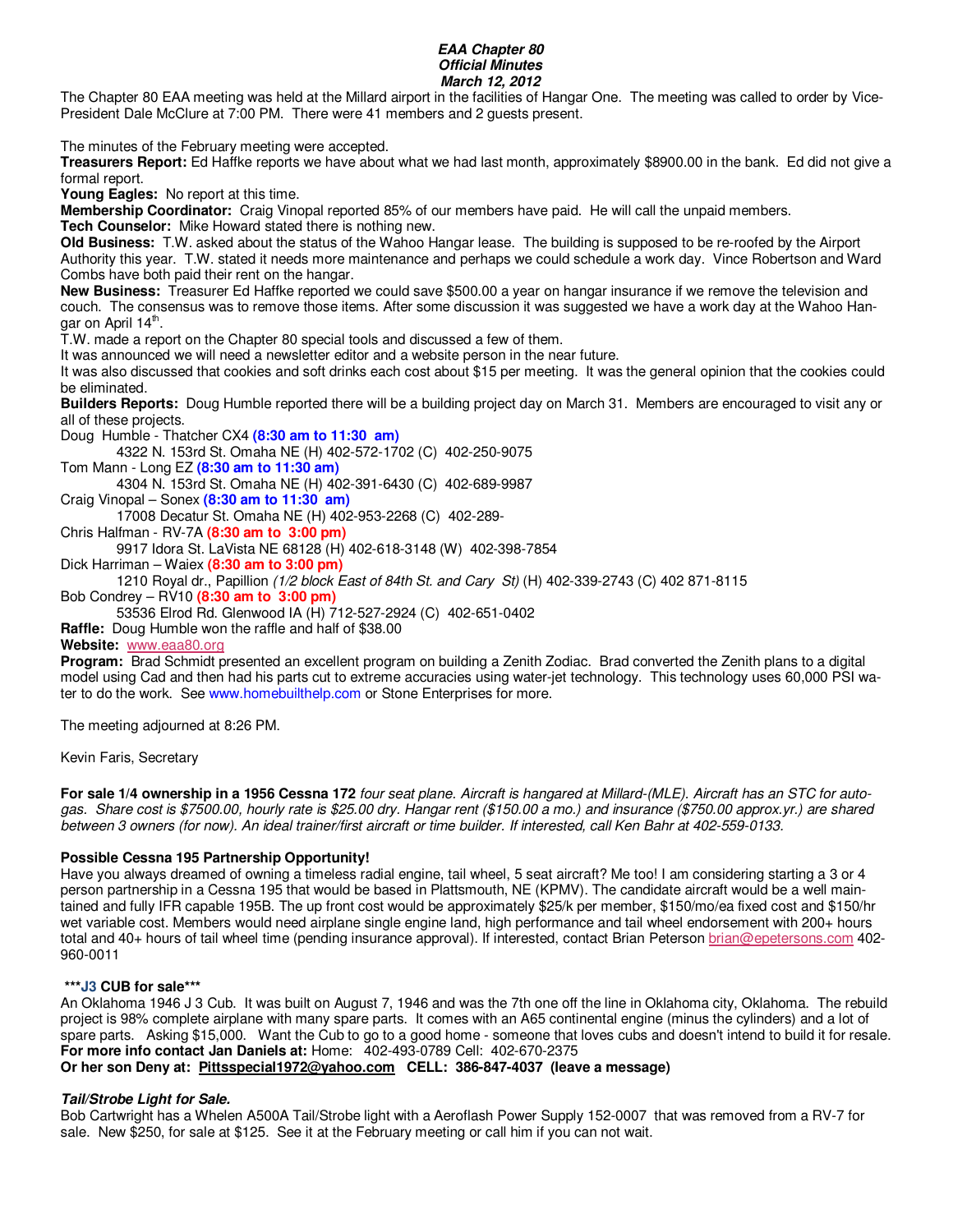***EAA Chapter 80***
***Official Minutes***
***March 12, 2012***

The Chapter 80 EAA meeting was held at the Millard airport in the facilities of Hangar One. The meeting was called to order by Vice-President Dale McClure at 7:00 PM. There were 41 members and 2 guests present.

The minutes of the February meeting were accepted.

**Treasurers Report:** Ed Haffke reports we have about what we had last month, approximately $8900.00 in the bank. Ed did not give a formal report.

**Young Eagles:** No report at this time.

**Membership Coordinator:** Craig Vinopal reported 85% of our members have paid. He will call the unpaid members.

**Tech Counselor:** Mike Howard stated there is nothing new.

**Old Business:** T.W. asked about the status of the Wahoo Hangar lease. The building is supposed to be re-roofed by the Airport Authority this year. T.W. stated it needs more maintenance and perhaps we could schedule a work day. Vince Robertson and Ward Combs have both paid their rent on the hangar.

**New Business:** Treasurer Ed Haffke reported we could save $500.00 a year on hangar insurance if we remove the television and couch. The consensus was to remove those items. After some discussion it was suggested we have a work day at the Wahoo Hangar on April 14th.

T.W. made a report on the Chapter 80 special tools and discussed a few of them.

It was announced we will need a newsletter editor and a website person in the near future.

It was also discussed that cookies and soft drinks each cost about $15 per meeting. It was the general opinion that the cookies could be eliminated.

**Builders Reports:** Doug Humble reported there will be a building project day on March 31. Members are encouraged to visit any or all of these projects.

Doug Humble - Thatcher CX4 **(8:30 am to 11:30 am)**
 4322 N. 153rd St. Omaha NE (H) 402-572-1702 (C) 402-250-9075

Tom Mann - Long EZ **(8:30 am to 11:30 am)**
 4304 N. 153rd St. Omaha NE (H) 402-391-6430 (C) 402-689-9987

Craig Vinopal – Sonex **(8:30 am to 11:30 am)**
 17008 Decatur St. Omaha NE (H) 402-953-2268 (C) 402-289-

Chris Halfman - RV-7A **(8:30 am to 3:00 pm)**
 9917 Idora St. LaVista NE 68128 (H) 402-618-3148 (W) 402-398-7854

Dick Harriman – Waiex **(8:30 am to 3:00 pm)**
 1210 Royal dr., Papillion *(1/2 block East of 84th St. and Cary St)* (H) 402-339-2743 (C) 402 871-8115

Bob Condrey – RV10 **(8:30 am to 3:00 pm)**
 53536 Elrod Rd. Glenwood IA (H) 712-527-2924 (C) 402-651-0402

**Raffle:** Doug Humble won the raffle and half of $38.00

**Website:** www.eaa80.org

**Program:** Brad Schmidt presented an excellent program on building a Zenith Zodiac. Brad converted the Zenith plans to a digital model using Cad and then had his parts cut to extreme accuracies using water-jet technology. This technology uses 60,000 PSI water to do the work. See www.homebuilthelp.com or Stone Enterprises for more.

The meeting adjourned at 8:26 PM.

Kevin Faris, Secretary

**For sale 1/4 ownership in a 1956 Cessna 172** *four seat plane. Aircraft is hangared at Millard-(MLE). Aircraft has an STC for auto-gas. Share cost is $7500.00, hourly rate is $25.00 dry. Hangar rent ($150.00 a mo.) and insurance ($750.00 approx.yr.) are shared between 3 owners (for now). An ideal trainer/first aircraft or time builder. If interested, call Ken Bahr at 402-559-0133.*

**Possible Cessna 195 Partnership Opportunity!**

Have you always dreamed of owning a timeless radial engine, tail wheel, 5 seat aircraft? Me too! I am considering starting a 3 or 4 person partnership in a Cessna 195 that would be based in Plattsmouth, NE (KPMV). The candidate aircraft would be a well maintained and fully IFR capable 195B. The up front cost would be approximately $25/k per member, $150/mo/ea fixed cost and $150/hr wet variable cost. Members would need airplane single engine land, high performance and tail wheel endorsement with 200+ hours total and 40+ hours of tail wheel time (pending insurance approval). If interested, contact Brian Peterson brian@epetersons.com 402-960-0011

**\*\*\*J3 CUB for sale\*\*\***

An Oklahoma 1946 J 3 Cub. It was built on August 7, 1946 and was the 7th one off the line in Oklahoma city, Oklahoma. The rebuild project is 98% complete airplane with many spare parts. It comes with an A65 continental engine (minus the cylinders) and a lot of spare parts. Asking $15,000. Want the Cub to go to a good home - someone that loves cubs and doesn't intend to build it for resale.

**For more info contact Jan Daniels at:** Home: 402-493-0789 Cell: 402-670-2375

**Or her son Deny at: Pittsspecial1972@yahoo.com CELL: 386-847-4037 (leave a message)**

***Tail/Strobe Light for Sale.***

Bob Cartwright has a Whelen A500A Tail/Strobe light with a Aeroflash Power Supply 152-0007 that was removed from a RV-7 for sale. New $250, for sale at $125. See it at the February meeting or call him if you can not wait.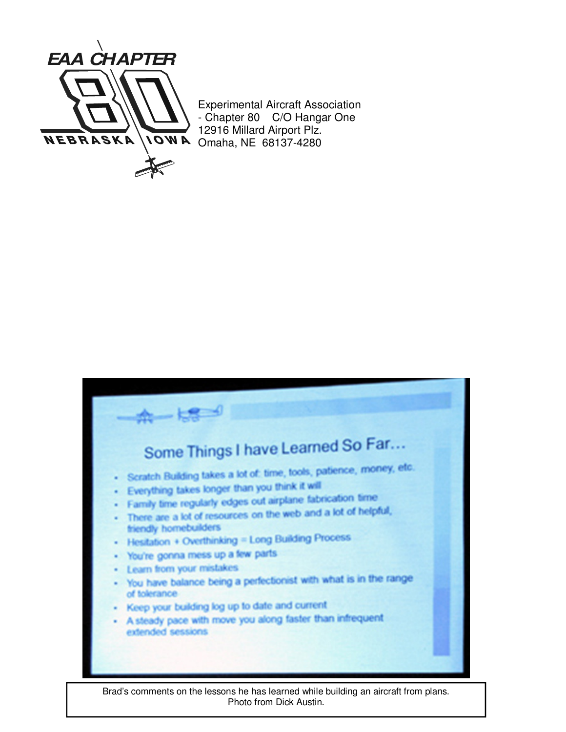EAA CHAPTER 80 NEBRASKA IOWA

Experimental Aircraft Association
- Chapter 80 C/O Hangar One
12916 Millard Airport Plz.
Omaha, NE 68137-4280

Some Things I have Learned So Far…

- Scratch Building takes a lot of: time, tools, patience, money, etc.
- Everything takes longer than you think it will
- Family time regularly edges out airplane fabrication time
- There are a lot of resources on the web and a lot of helpful, friendly homebuilders
- Hesitation + Overthinking = Long Building Process
- You're gonna mess up a few parts
- Learn from your mistakes
- You have balance being a perfectionist with what is in the range of tolerance
- Keep your building log up to date and current
- A steady pace with move you along faster than infrequent extended sessions

Brad's comments on the lessons he has learned while building an aircraft from plans.
Photo from Dick Austin.